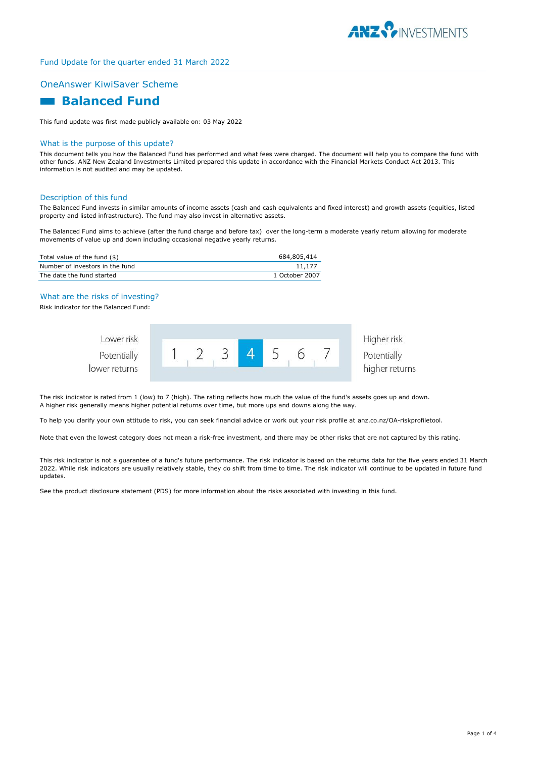Fund Update for the quarter ended 31 March 2022

## OneAnswer KiwiSaver Scheme

# Balanced Fund

This fund update was first made publicly available on: 03 May 2022

### What is the purpose of this update?

This document tells you how the Balanced Fund has performed and what fees were charged. The document will help you to compare the fund with other funds. ANZ New Zealand Investments Limited prepared this update in accordance with the Financial Markets Conduct Act 2013. This information is not audited and may be updated.

### Description of this fund

The Balanced Fund invests in similar amounts of income assets (cash and cash equivalents and fixed interest) and growth assets (equities, listed property and listed infrastructure). The fund may also invest in alternative assets.

The Balanced Fund aims to achieve (after the fund charge and before tax) over the long-term a moderate yearly return allowing for moderate movements of value up and down including occasional negative yearly returns.

| | |
|---|---|
| Total value of the fund ($) | 684,805,414 |
| Number of investors in the fund | 11,177 |
| The date the fund started | 1 October 2007 |

### What are the risks of investing?

Risk indicator for the Balanced Fund:

| Lower risk<br>Potentially lower returns | 1 | 2 | 3 | **4** | 5 | 6 | 7 | Higher risk<br>Potentially higher returns |
|---|---|---|---|---|---|---|---|---|

The risk indicator is rated from 1 (low) to 7 (high). The rating reflects how much the value of the fund's assets goes up and down. A higher risk generally means higher potential returns over time, but more ups and downs along the way.

To help you clarify your own attitude to risk, you can seek financial advice or work out your risk profile at anz.co.nz/OA-riskprofiletool.

Note that even the lowest category does not mean a risk-free investment, and there may be other risks that are not captured by this rating.

This risk indicator is not a guarantee of a fund's future performance. The risk indicator is based on the returns data for the five years ended 31 March 2022. While risk indicators are usually relatively stable, they do shift from time to time. The risk indicator will continue to be updated in future fund updates.

See the product disclosure statement (PDS) for more information about the risks associated with investing in this fund.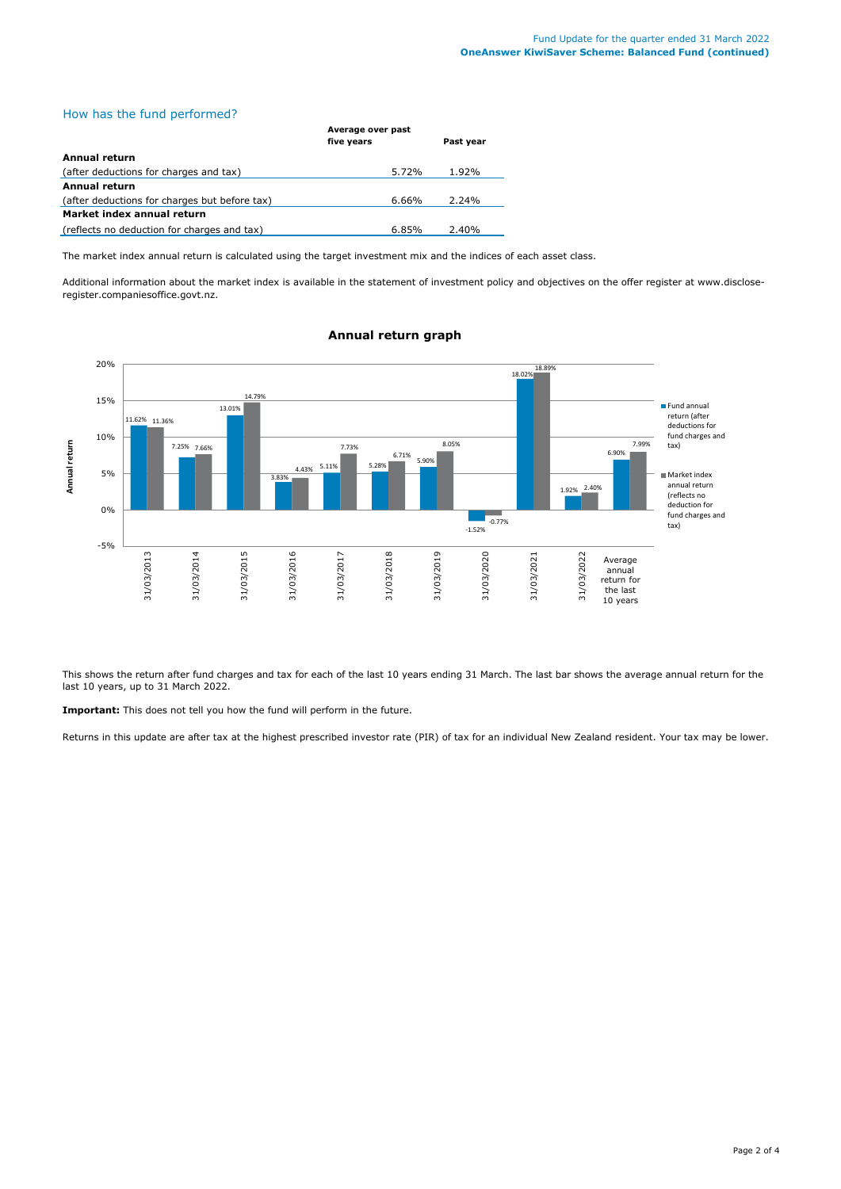## How has the fund performed?

| | Average over past five years | Past year |
|---|---|---|
| **Annual return** | | |
| (after deductions for charges and tax) | 5.72% | 1.92% |
| **Annual return** | | |
| (after deductions for charges but before tax) | 6.66% | 2.24% |
| **Market index annual return** | | |
| (reflects no deduction for charges and tax) | 6.85% | 2.40% |

The market index annual return is calculated using the target investment mix and the indices of each asset class.

Additional information about the market index is available in the statement of investment policy and objectives on the offer register at www.disclose-register.companiesoffice.govt.nz.

### Annual return graph

| | Fund annual return (after deductions for fund charges and tax) | Market index annual return (reflects no deduction for fund charges and tax) |
|---|---|---|
| 31/03/2013 | 11.62% | 11.36% |
| 31/03/2014 | 7.25% | 7.66% |
| 31/03/2015 | 13.01% | 14.79% |
| 31/03/2016 | 3.83% | 4.43% |
| 31/03/2017 | 5.11% | 7.73% |
| 31/03/2018 | 5.28% | 6.71% |
| 31/03/2019 | 5.90% | 8.05% |
| 31/03/2020 | -1.52% | -0.77% |
| 31/03/2021 | 18.02% | 18.89% |
| 31/03/2022 | 1.92% | 2.40% |
| Average annual return for the last 10 years | 6.90% | 7.99% |

This shows the return after fund charges and tax for each of the last 10 years ending 31 March. The last bar shows the average annual return for the last 10 years, up to 31 March 2022.

**Important:** This does not tell you how the fund will perform in the future.

Returns in this update are after tax at the highest prescribed investor rate (PIR) of tax for an individual New Zealand resident. Your tax may be lower.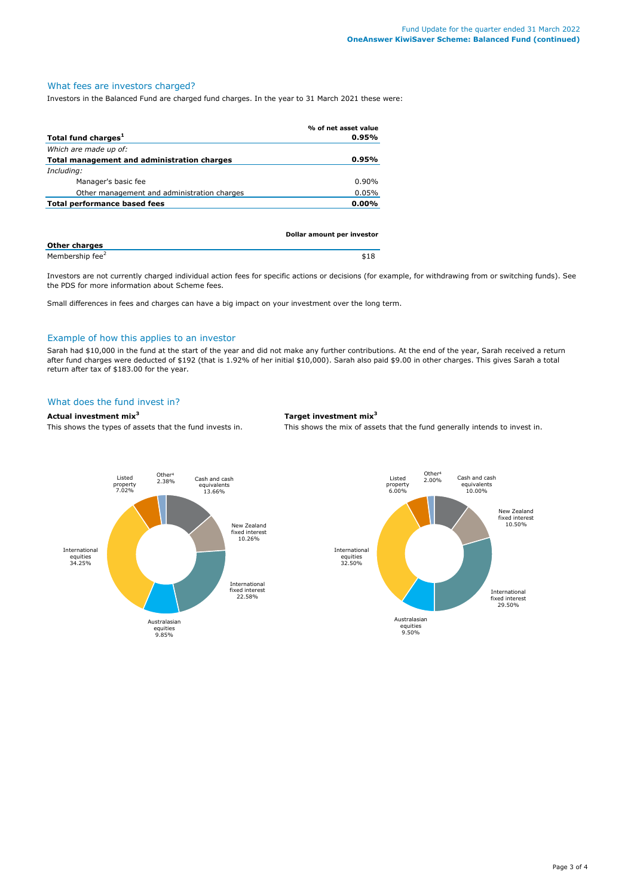## What fees are investors charged?

Investors in the Balanced Fund are charged fund charges. In the year to 31 March 2021 these were:

| | % of net asset value |
|---|---|
| **Total fund charges**[1] | **0.95%** |
| *Which are made up of:* | |
| **Total management and administration charges** | **0.95%** |
| *Including:* | |
| Manager's basic fee | 0.90% |
| Other management and administration charges | 0.05% |
| **Total performance based fees** | **0.00%** |

| | Dollar amount per investor |
|---|---|
| **Other charges** | |
| Membership fee[2] | $18 |

Investors are not currently charged individual action fees for specific actions or decisions (for example, for withdrawing from or switching funds). See the PDS for more information about Scheme fees.

Small differences in fees and charges can have a big impact on your investment over the long term.

## Example of how this applies to an investor

Sarah had $10,000 in the fund at the start of the year and did not make any further contributions. At the end of the year, Sarah received a return after fund charges were deducted of $192 (that is 1.92% of her initial $10,000). Sarah also paid $9.00 in other charges. This gives Sarah a total return after tax of $183.00 for the year.

## What does the fund invest in?

### Actual investment mix[3]

This shows the types of assets that the fund invests in.

| Asset type | % |
|---|---|
| Cash and cash equivalents | 13.66% |
| New Zealand fixed interest | 10.26% |
| International fixed interest | 22.58% |
| Australasian equities | 9.85% |
| International equities | 34.25% |
| Listed property | 7.02% |
| Other[4] | 2.38% |

### Target investment mix[3]

This shows the mix of assets that the fund generally intends to invest in.

| Asset type | % |
|---|---|
| Cash and cash equivalents | 10.00% |
| New Zealand fixed interest | 10.50% |
| International fixed interest | 29.50% |
| Australasian equities | 9.50% |
| International equities | 32.50% |
| Listed property | 6.00% |
| Other[4] | 2.00% |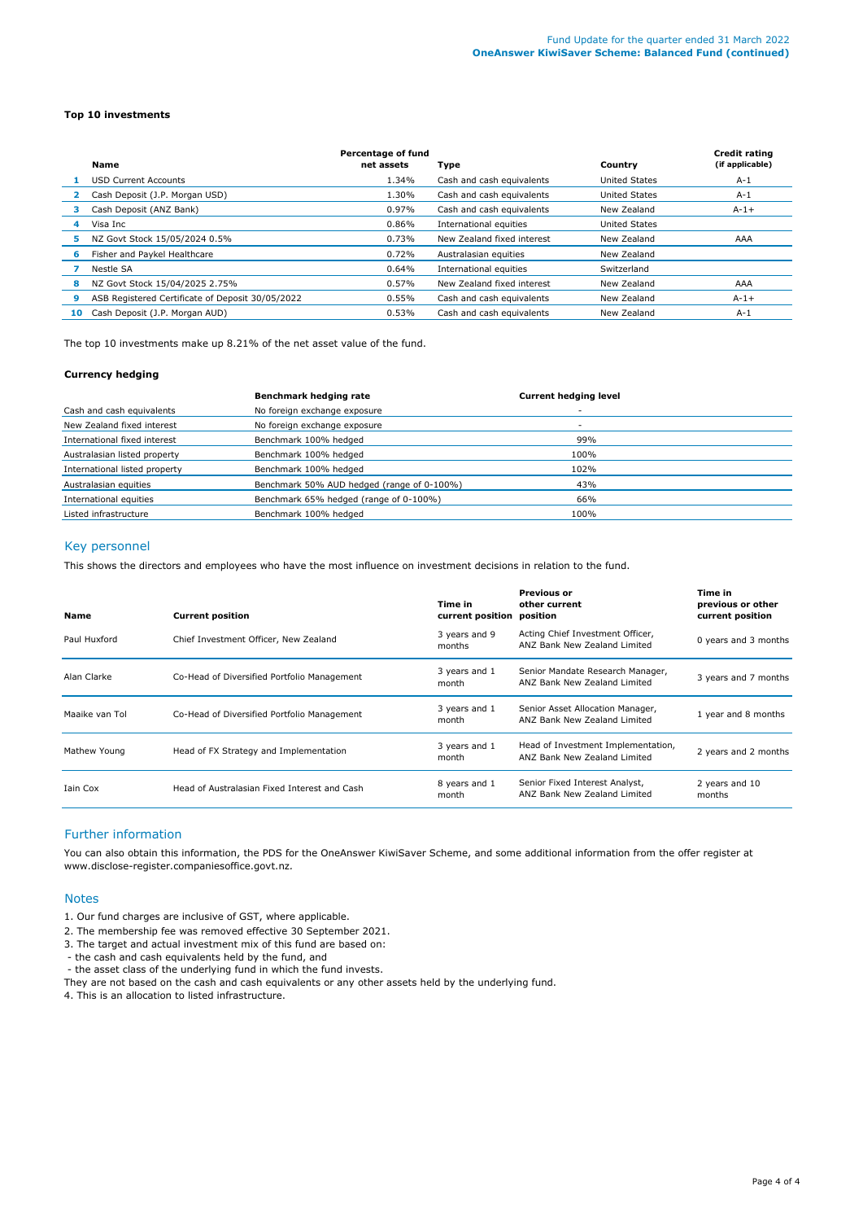#### Top 10 investments

| | Name | Percentage of fund net assets | Type | Country | Credit rating (if applicable) |
|---|---|---|---|---|---|
| 1 | USD Current Accounts | 1.34% | Cash and cash equivalents | United States | A-1 |
| 2 | Cash Deposit (J.P. Morgan USD) | 1.30% | Cash and cash equivalents | United States | A-1 |
| 3 | Cash Deposit (ANZ Bank) | 0.97% | Cash and cash equivalents | New Zealand | A-1+ |
| 4 | Visa Inc | 0.86% | International equities | United States | |
| 5 | NZ Govt Stock 15/05/2024 0.5% | 0.73% | New Zealand fixed interest | New Zealand | AAA |
| 6 | Fisher and Paykel Healthcare | 0.72% | Australasian equities | New Zealand | |
| 7 | Nestle SA | 0.64% | International equities | Switzerland | |
| 8 | NZ Govt Stock 15/04/2025 2.75% | 0.57% | New Zealand fixed interest | New Zealand | AAA |
| 9 | ASB Registered Certificate of Deposit 30/05/2022 | 0.55% | Cash and cash equivalents | New Zealand | A-1+ |
| 10 | Cash Deposit (J.P. Morgan AUD) | 0.53% | Cash and cash equivalents | New Zealand | A-1 |

The top 10 investments make up 8.21% of the net asset value of the fund.

#### Currency hedging

| | Benchmark hedging rate | Current hedging level |
|---|---|---|
| Cash and cash equivalents | No foreign exchange exposure | - |
| New Zealand fixed interest | No foreign exchange exposure | - |
| International fixed interest | Benchmark 100% hedged | 99% |
| Australasian listed property | Benchmark 100% hedged | 100% |
| International listed property | Benchmark 100% hedged | 102% |
| Australasian equities | Benchmark 50% AUD hedged (range of 0-100%) | 43% |
| International equities | Benchmark 65% hedged (range of 0-100%) | 66% |
| Listed infrastructure | Benchmark 100% hedged | 100% |

## Key personnel

This shows the directors and employees who have the most influence on investment decisions in relation to the fund.

| Name | Current position | Time in current position | Previous or other current position | Time in previous or other current position |
|---|---|---|---|---|
| Paul Huxford | Chief Investment Officer, New Zealand | 3 years and 9 months | Acting Chief Investment Officer, ANZ Bank New Zealand Limited | 0 years and 3 months |
| Alan Clarke | Co-Head of Diversified Portfolio Management | 3 years and 1 month | Senior Mandate Research Manager, ANZ Bank New Zealand Limited | 3 years and 7 months |
| Maaike van Tol | Co-Head of Diversified Portfolio Management | 3 years and 1 month | Senior Asset Allocation Manager, ANZ Bank New Zealand Limited | 1 year and 8 months |
| Mathew Young | Head of FX Strategy and Implementation | 3 years and 1 month | Head of Investment Implementation, ANZ Bank New Zealand Limited | 2 years and 2 months |
| Iain Cox | Head of Australasian Fixed Interest and Cash | 8 years and 1 month | Senior Fixed Interest Analyst, ANZ Bank New Zealand Limited | 2 years and 10 months |

## Further information

You can also obtain this information, the PDS for the OneAnswer KiwiSaver Scheme, and some additional information from the offer register at www.disclose-register.companiesoffice.govt.nz.

## Notes

1. Our fund charges are inclusive of GST, where applicable.
2. The membership fee was removed effective 30 September 2021.
3. The target and actual investment mix of this fund are based on:
 - the cash and cash equivalents held by the fund, and
 - the asset class of the underlying fund in which the fund invests.

They are not based on the cash and cash equivalents or any other assets held by the underlying fund.

4. This is an allocation to listed infrastructure.